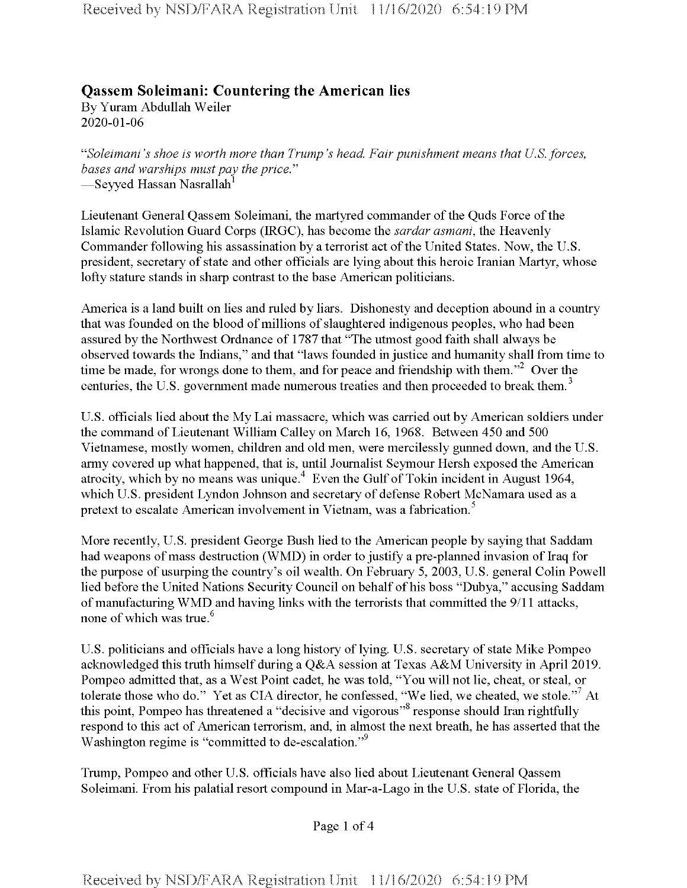## Qassem Soleimani: Countering the American lies

By Yuram Abdullah Weiler
2020-01-06

*"Soleimani's shoe is worth more than Trump's head. Fair punishment means that U.S. forces, bases and warships must pay the price."*
—Seyyed Hassan Nasrallah[1]

Lieutenant General Qassem Soleimani, the martyred commander of the Quds Force of the Islamic Revolution Guard Corps (IRGC), has become the *sardar asmani*, the Heavenly Commander following his assassination by a terrorist act of the United States. Now, the U.S. president, secretary of state and other officials are lying about this heroic Iranian Martyr, whose lofty stature stands in sharp contrast to the base American politicians.

America is a land built on lies and ruled by liars. Dishonesty and deception abound in a country that was founded on the blood of millions of slaughtered indigenous peoples, who had been assured by the Northwest Ordnance of 1787 that "The utmost good faith shall always be observed towards the Indians," and that "laws founded in justice and humanity shall from time to time be made, for wrongs done to them, and for peace and friendship with them."[2] Over the centuries, the U.S. government made numerous treaties and then proceeded to break them.[3]

U.S. officials lied about the My Lai massacre, which was carried out by American soldiers under the command of Lieutenant William Calley on March 16, 1968. Between 450 and 500 Vietnamese, mostly women, children and old men, were mercilessly gunned down, and the U.S. army covered up what happened, that is, until Journalist Seymour Hersh exposed the American atrocity, which by no means was unique.[4] Even the Gulf of Tokin incident in August 1964, which U.S. president Lyndon Johnson and secretary of defense Robert McNamara used as a pretext to escalate American involvement in Vietnam, was a fabrication.[5]

More recently, U.S. president George Bush lied to the American people by saying that Saddam had weapons of mass destruction (WMD) in order to justify a pre-planned invasion of Iraq for the purpose of usurping the country's oil wealth. On February 5, 2003, U.S. general Colin Powell lied before the United Nations Security Council on behalf of his boss "Dubya," accusing Saddam of manufacturing WMD and having links with the terrorists that committed the 9/11 attacks, none of which was true.[6]

U.S. politicians and officials have a long history of lying. U.S. secretary of state Mike Pompeo acknowledged this truth himself during a Q&A session at Texas A&M University in April 2019. Pompeo admitted that, as a West Point cadet, he was told, "You will not lie, cheat, or steal, or tolerate those who do." Yet as CIA director, he confessed, "We lied, we cheated, we stole."[7] At this point, Pompeo has threatened a "decisive and vigorous"[8] response should Iran rightfully respond to this act of American terrorism, and, in almost the next breath, he has asserted that the Washington regime is "committed to de-escalation."[9]

Trump, Pompeo and other U.S. officials have also lied about Lieutenant General Qassem Soleimani. From his palatial resort compound in Mar-a-Lago in the U.S. state of Florida, the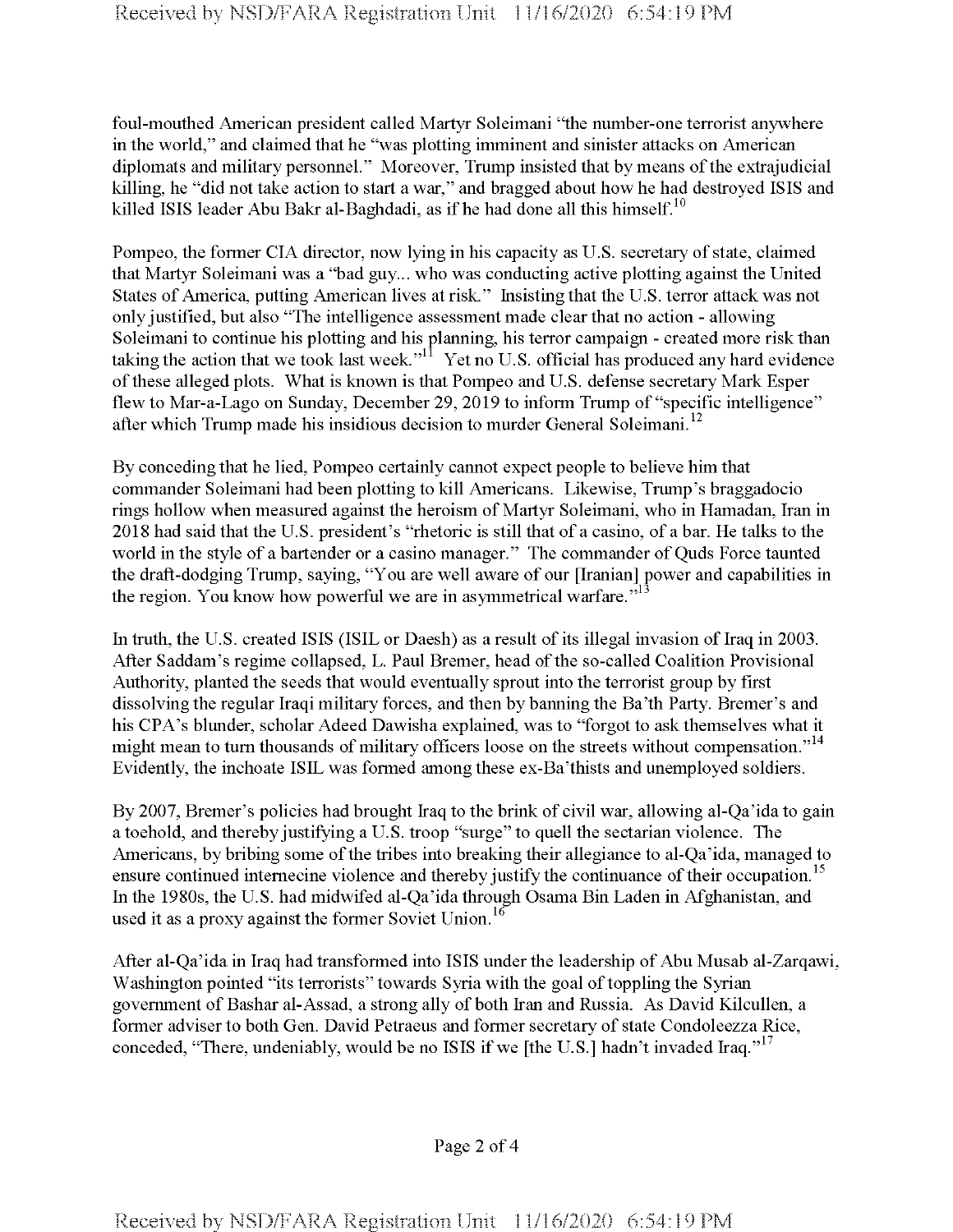foul-mouthed American president called Martyr Soleimani "the number-one terrorist anywhere in the world," and claimed that he "was plotting imminent and sinister attacks on American diplomats and military personnel." Moreover, Trump insisted that by means of the extrajudicial killing, he "did not take action to start a war," and bragged about how he had destroyed ISIS and killed ISIS leader Abu Bakr al-Baghdadi, as if he had done all this himself.[10]

Pompeo, the former CIA director, now lying in his capacity as U.S. secretary of state, claimed that Martyr Soleimani was a "bad guy... who was conducting active plotting against the United States of America, putting American lives at risk." Insisting that the U.S. terror attack was not only justified, but also "The intelligence assessment made clear that no action - allowing Soleimani to continue his plotting and his planning, his terror campaign - created more risk than taking the action that we took last week."[11] Yet no U.S. official has produced any hard evidence of these alleged plots. What is known is that Pompeo and U.S. defense secretary Mark Esper flew to Mar-a-Lago on Sunday, December 29, 2019 to inform Trump of "specific intelligence" after which Trump made his insidious decision to murder General Soleimani.[12]

By conceding that he lied, Pompeo certainly cannot expect people to believe him that commander Soleimani had been plotting to kill Americans. Likewise, Trump's braggadocio rings hollow when measured against the heroism of Martyr Soleimani, who in Hamadan, Iran in 2018 had said that the U.S. president's "rhetoric is still that of a casino, of a bar. He talks to the world in the style of a bartender or a casino manager." The commander of Quds Force taunted the draft-dodging Trump, saying, "You are well aware of our [Iranian] power and capabilities in the region. You know how powerful we are in asymmetrical warfare."[13]

In truth, the U.S. created ISIS (ISIL or Daesh) as a result of its illegal invasion of Iraq in 2003. After Saddam's regime collapsed, L. Paul Bremer, head of the so-called Coalition Provisional Authority, planted the seeds that would eventually sprout into the terrorist group by first dissolving the regular Iraqi military forces, and then by banning the Ba'th Party. Bremer's and his CPA's blunder, scholar Adeed Dawisha explained, was to "forgot to ask themselves what it might mean to turn thousands of military officers loose on the streets without compensation."[14] Evidently, the inchoate ISIL was formed among these ex-Ba'thists and unemployed soldiers.

By 2007, Bremer's policies had brought Iraq to the brink of civil war, allowing al-Qa'ida to gain a toehold, and thereby justifying a U.S. troop "surge" to quell the sectarian violence. The Americans, by bribing some of the tribes into breaking their allegiance to al-Qa'ida, managed to ensure continued internecine violence and thereby justify the continuance of their occupation.[15] In the 1980s, the U.S. had midwifed al-Qa'ida through Osama Bin Laden in Afghanistan, and used it as a proxy against the former Soviet Union.[16]

After al-Qa'ida in Iraq had transformed into ISIS under the leadership of Abu Musab al-Zarqawi, Washington pointed "its terrorists" towards Syria with the goal of toppling the Syrian government of Bashar al-Assad, a strong ally of both Iran and Russia. As David Kilcullen, a former adviser to both Gen. David Petraeus and former secretary of state Condoleezza Rice, conceded, "There, undeniably, would be no ISIS if we [the U.S.] hadn't invaded Iraq."[17]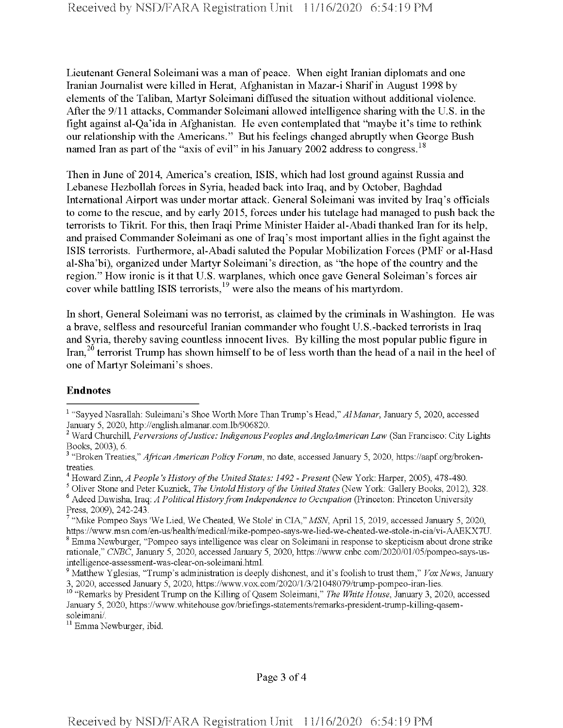Lieutenant General Soleimani was a man of peace. When eight Iranian diplomats and one Iranian Journalist were killed in Herat, Afghanistan in Mazar-i Sharif in August 1998 by elements of the Taliban, Martyr Soleimani diffused the situation without additional violence. After the 9/11 attacks, Commander Soleimani allowed intelligence sharing with the U.S. in the fight against al-Qa'ida in Afghanistan. He even contemplated that "maybe it's time to rethink our relationship with the Americans." But his feelings changed abruptly when George Bush named Iran as part of the "axis of evil" in his January 2002 address to congress.[18]

Then in June of 2014, America's creation, ISIS, which had lost ground against Russia and Lebanese Hezbollah forces in Syria, headed back into Iraq, and by October, Baghdad International Airport was under mortar attack. General Soleimani was invited by Iraq's officials to come to the rescue, and by early 2015, forces under his tutelage had managed to push back the terrorists to Tikrit. For this, then Iraqi Prime Minister Haider al-Abadi thanked Iran for its help, and praised Commander Soleimani as one of Iraq's most important allies in the fight against the ISIS terrorists. Furthermore, al-Abadi saluted the Popular Mobilization Forces (PMF or al-Hasd al-Sha'bi), organized under Martyr Soleimani's direction, as "the hope of the country and the region." How ironic is it that U.S. warplanes, which once gave General Soleiman's forces air cover while battling ISIS terrorists,[19] were also the means of his martyrdom.

In short, General Soleimani was no terrorist, as claimed by the criminals in Washington. He was a brave, selfless and resourceful Iranian commander who fought U.S.-backed terrorists in Iraq and Syria, thereby saving countless innocent lives. By killing the most popular public figure in Iran,[20] terrorist Trump has shown himself to be of less worth than the head of a nail in the heel of one of Martyr Soleimani's shoes.

**Endnotes**

[1] "Sayyed Nasrallah: Suleimani's Shoe Worth More Than Trump's Head," *Al Manar*, January 5, 2020, accessed January 5, 2020, http://english.almanar.com.lb/906820.

[2] Ward Churchill, *Perversions of Justice: Indigenous Peoples and AngloAmerican Law* (San Francisco: City Lights Books, 2003), 6.

[3] "Broken Treaties," *African American Policy Forum*, no date, accessed January 5, 2020, https://aapf.org/broken-treaties.

[4] Howard Zinn, *A People's History of the United States: 1492 - Present* (New York: Harper, 2005), 478-480.

[5] Oliver Stone and Peter Kuznick, *The Untold History of the United States* (New York: Gallery Books, 2012), 328.

[6] Adeed Dawisha, Iraq: *A Political History from Independence to Occupation* (Princeton: Princeton University Press, 2009), 242-243.

[7] "Mike Pompeo Says 'We Lied, We Cheated, We Stole' in CIA," *MSN*, April 15, 2019, accessed January 5, 2020, https://www.msn.com/en-us/health/medical/mike-pompeo-says-we-lied-we-cheated-we-stole-in-cia/vi-AAEKX7U.

[8] Emma Newburger, "Pompeo says intelligence was clear on Soleimani in response to skepticism about drone strike rationale," *CNBC*, January 5, 2020, accessed January 5, 2020, https://www.cnbc.com/2020/01/05/pompeo-says-us-intelligence-assessment-was-clear-on-soleimani.html.

[9] Matthew Yglesias, "Trump's administration is deeply dishonest, and it's foolish to trust them," *Vox News*, January 3, 2020, accessed January 5, 2020, https://www.vox.com/2020/1/3/21048079/trump-pompeo-iran-lies.

[10] "Remarks by President Trump on the Killing of Qasem Soleimani," *The White House*, January 3, 2020, accessed January 5, 2020, https://www.whitehouse.gov/briefings-statements/remarks-president-trump-killing-qasem-soleimani/.

[11] Emma Newburger, ibid.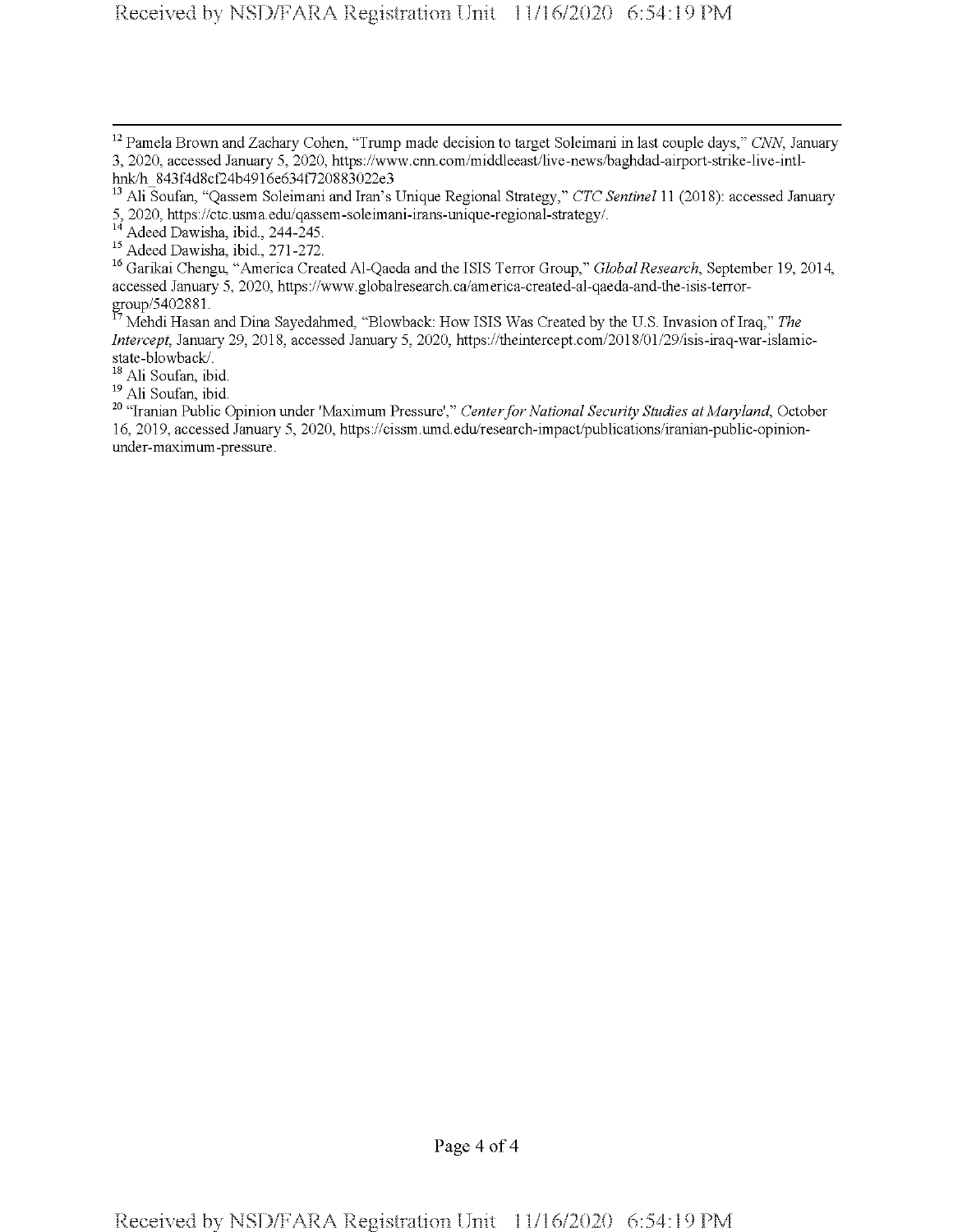[12] Pamela Brown and Zachary Cohen, "Trump made decision to target Soleimani in last couple days," *CNN*, January 3, 2020, accessed January 5, 2020, https://www.cnn.com/middleeast/live-news/baghdad-airport-strike-live-intl-hnk/h_843f4d8cf24b4916e634f720883022e3

[13] Ali Soufan, "Qassem Soleimani and Iran's Unique Regional Strategy," *CTC Sentinel* 11 (2018): accessed January 5, 2020, https://ctc.usma.edu/qassem-soleimani-irans-unique-regional-strategy/.

[14] Adeed Dawisha, ibid., 244-245.

[15] Adeed Dawisha, ibid., 271-272.

[16] Garikai Chengu, "America Created Al-Qaeda and the ISIS Terror Group," *Global Research*, September 19, 2014, accessed January 5, 2020, https://www.globalresearch.ca/america-created-al-qaeda-and-the-isis-terror-group/5402881.

[17] Mehdi Hasan and Dina Sayedahmed, "Blowback: How ISIS Was Created by the U.S. Invasion of Iraq," *The Intercept*, January 29, 2018, accessed January 5, 2020, https://theintercept.com/2018/01/29/isis-iraq-war-islamic-state-blowback/.

[18] Ali Soufan, ibid.

[19] Ali Soufan, ibid.

[20] "Iranian Public Opinion under 'Maximum Pressure'," *Center for National Security Studies at Maryland*, October 16, 2019, accessed January 5, 2020, https://cissm.umd.edu/research-impact/publications/iranian-public-opinion-under-maximum-pressure.